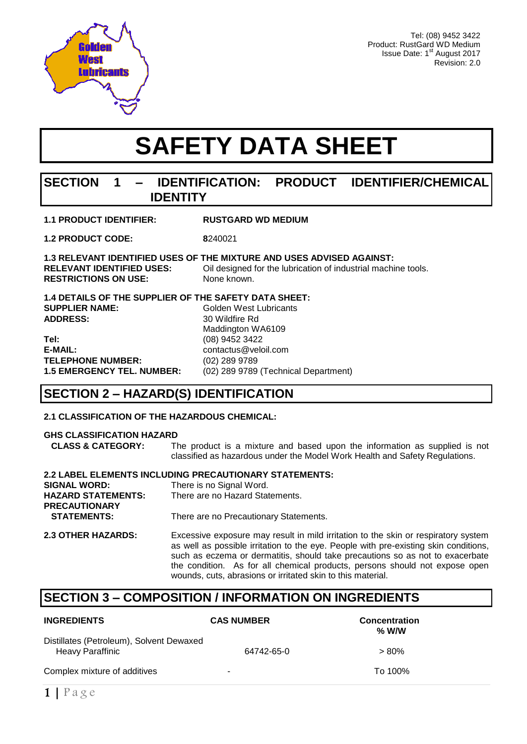Tel: (08) 9452 3422
Product: RustGard WD Medium
Issue Date: 1st August 2017
Revision: 2.0

# SAFETY DATA SHEET

## SECTION 1 – IDENTIFICATION: PRODUCT IDENTIFIER/CHEMICAL IDENTITY

**1.1 PRODUCT IDENTIFIER:** **RUSTGARD WD MEDIUM**

**1.2 PRODUCT CODE:** **8**240021

**1.3 RELEVANT IDENTIFIED USES OF THE MIXTURE AND USES ADVISED AGAINST:**
**RELEVANT IDENTIFIED USES:** Oil designed for the lubrication of industrial machine tools.
**RESTRICTIONS ON USE:** None known.

**1.4 DETAILS OF THE SUPPLIER OF THE SAFETY DATA SHEET:**
**SUPPLIER NAME:** Golden West Lubricants
**ADDRESS:** 30 Wildfire Rd
Maddington WA6109
**Tel:** (08) 9452 3422
**E-MAIL:** contactus@veloil.com
**TELEPHONE NUMBER:** (02) 289 9789
**1.5 EMERGENCY TEL. NUMBER:** (02) 289 9789 (Technical Department)

## SECTION 2 – HAZARD(S) IDENTIFICATION

**2.1 CLASSIFICATION OF THE HAZARDOUS CHEMICAL:**

**GHS CLASSIFICATION HAZARD CLASS & CATEGORY:** The product is a mixture and based upon the information as supplied is not classified as hazardous under the Model Work Health and Safety Regulations.

**2.2 LABEL ELEMENTS INCLUDING PRECAUTIONARY STATEMENTS:**
**SIGNAL WORD:** There is no Signal Word.
**HAZARD STATEMENTS:** There are no Hazard Statements.
**PRECAUTIONARY STATEMENTS:** There are no Precautionary Statements.

**2.3 OTHER HAZARDS:** Excessive exposure may result in mild irritation to the skin or respiratory system as well as possible irritation to the eye. People with pre-existing skin conditions, such as eczema or dermatitis, should take precautions so as not to exacerbate the condition. As for all chemical products, persons should not expose open wounds, cuts, abrasions or irritated skin to this material.

## SECTION 3 – COMPOSITION / INFORMATION ON INGREDIENTS

| INGREDIENTS | CAS NUMBER | Concentration % W/W |
|---|---|---|
| Distillates (Petroleum), Solvent Dewaxed Heavy Paraffinic | 64742-65-0 | > 80% |
| Complex mixture of additives | - | To 100% |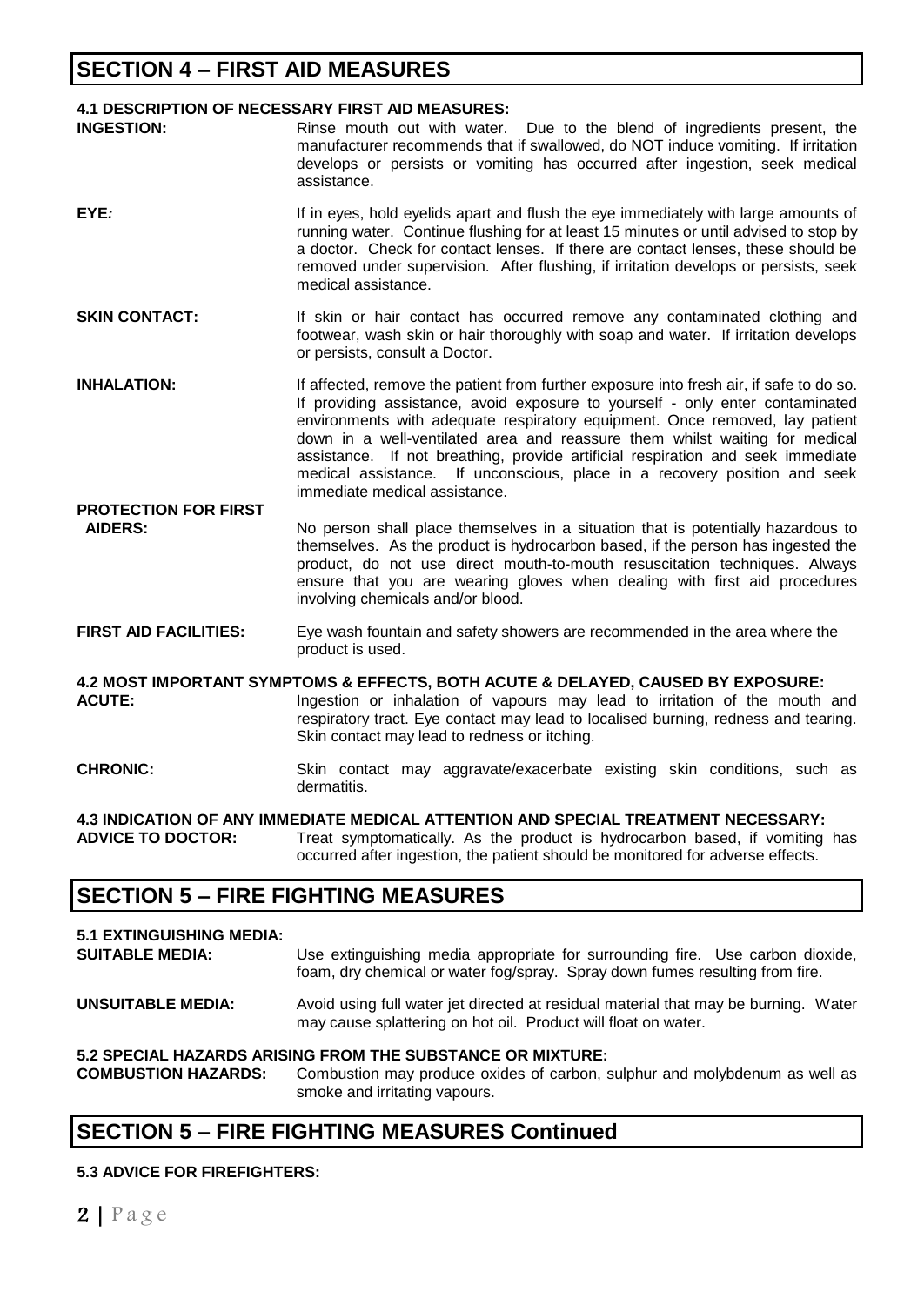## SECTION 4 – FIRST AID MEASURES

**4.1 DESCRIPTION OF NECESSARY FIRST AID MEASURES:**

**INGESTION:** Rinse mouth out with water. Due to the blend of ingredients present, the manufacturer recommends that if swallowed, do NOT induce vomiting. If irritation develops or persists or vomiting has occurred after ingestion, seek medical assistance.

**EYE*:*** If in eyes, hold eyelids apart and flush the eye immediately with large amounts of running water. Continue flushing for at least 15 minutes or until advised to stop by a doctor. Check for contact lenses. If there are contact lenses, these should be removed under supervision. After flushing, if irritation develops or persists, seek medical assistance.

**SKIN CONTACT:** If skin or hair contact has occurred remove any contaminated clothing and footwear, wash skin or hair thoroughly with soap and water. If irritation develops or persists, consult a Doctor.

**INHALATION:** If affected, remove the patient from further exposure into fresh air, if safe to do so. If providing assistance, avoid exposure to yourself - only enter contaminated environments with adequate respiratory equipment. Once removed, lay patient down in a well-ventilated area and reassure them whilst waiting for medical assistance. If not breathing, provide artificial respiration and seek immediate medical assistance. If unconscious, place in a recovery position and seek immediate medical assistance.

**PROTECTION FOR FIRST AIDERS:** No person shall place themselves in a situation that is potentially hazardous to themselves. As the product is hydrocarbon based, if the person has ingested the product, do not use direct mouth-to-mouth resuscitation techniques. Always ensure that you are wearing gloves when dealing with first aid procedures involving chemicals and/or blood.

**FIRST AID FACILITIES:** Eye wash fountain and safety showers are recommended in the area where the product is used.

**4.2 MOST IMPORTANT SYMPTOMS & EFFECTS, BOTH ACUTE & DELAYED, CAUSED BY EXPOSURE:**

**ACUTE:** Ingestion or inhalation of vapours may lead to irritation of the mouth and respiratory tract. Eye contact may lead to localised burning, redness and tearing. Skin contact may lead to redness or itching.

**CHRONIC:** Skin contact may aggravate/exacerbate existing skin conditions, such as dermatitis.

**4.3 INDICATION OF ANY IMMEDIATE MEDICAL ATTENTION AND SPECIAL TREATMENT NECESSARY:**

**ADVICE TO DOCTOR:** Treat symptomatically. As the product is hydrocarbon based, if vomiting has occurred after ingestion, the patient should be monitored for adverse effects.

## SECTION 5 – FIRE FIGHTING MEASURES

**5.1 EXTINGUISHING MEDIA:**

**SUITABLE MEDIA:** Use extinguishing media appropriate for surrounding fire. Use carbon dioxide, foam, dry chemical or water fog/spray. Spray down fumes resulting from fire.

**UNSUITABLE MEDIA:** Avoid using full water jet directed at residual material that may be burning. Water may cause splattering on hot oil. Product will float on water.

**5.2 SPECIAL HAZARDS ARISING FROM THE SUBSTANCE OR MIXTURE:**

**COMBUSTION HAZARDS:** Combustion may produce oxides of carbon, sulphur and molybdenum as well as smoke and irritating vapours.

## SECTION 5 – FIRE FIGHTING MEASURES Continued

**5.3 ADVICE FOR FIREFIGHTERS:**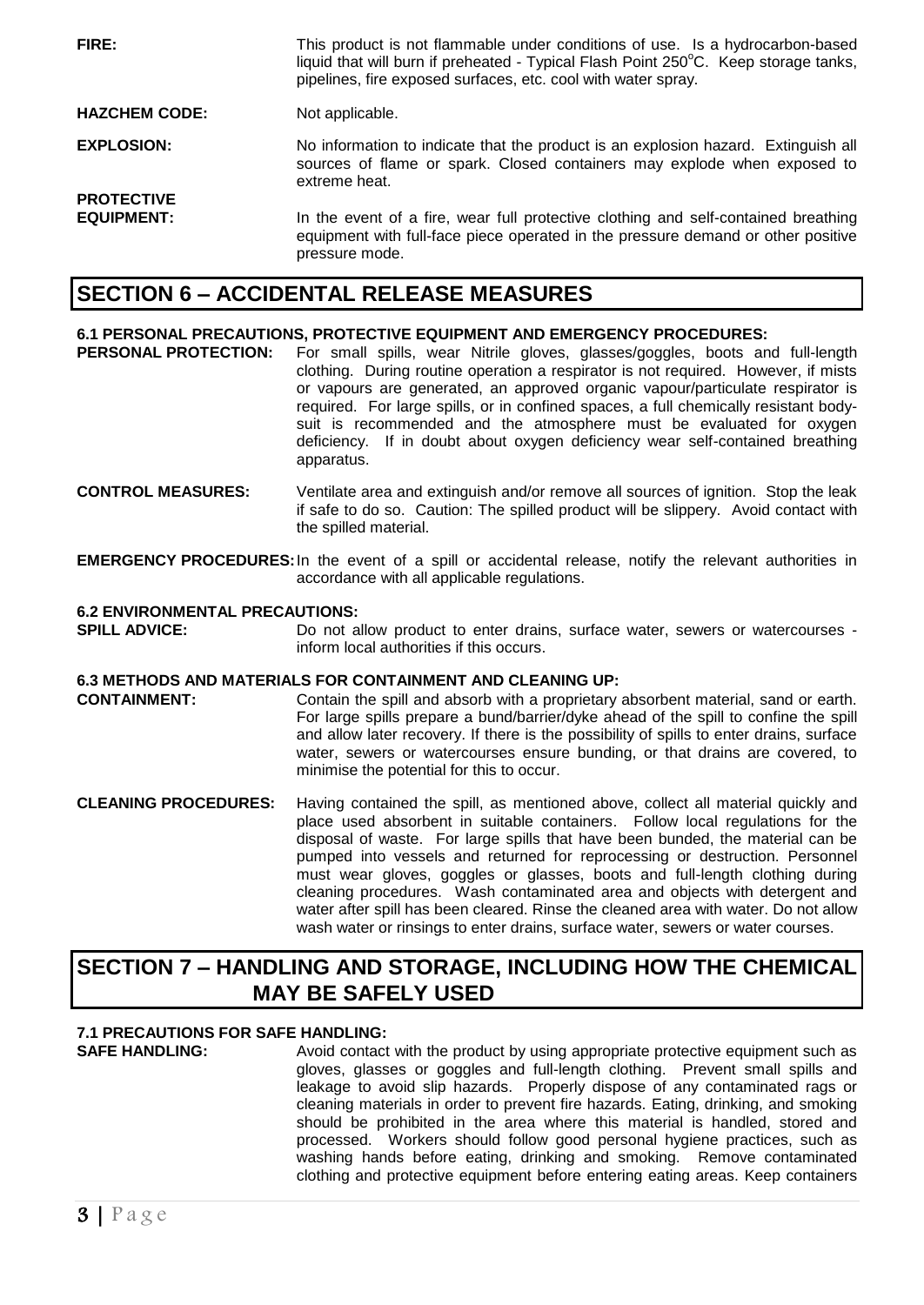**FIRE:** This product is not flammable under conditions of use. Is a hydrocarbon-based liquid that will burn if preheated - Typical Flash Point 250°C. Keep storage tanks, pipelines, fire exposed surfaces, etc. cool with water spray.

**HAZCHEM CODE:** Not applicable.

**EXPLOSION:** No information to indicate that the product is an explosion hazard. Extinguish all sources of flame or spark. Closed containers may explode when exposed to extreme heat.

**PROTECTIVE EQUIPMENT:** In the event of a fire, wear full protective clothing and self-contained breathing equipment with full-face piece operated in the pressure demand or other positive pressure mode.

## SECTION 6 – ACCIDENTAL RELEASE MEASURES

### 6.1 PERSONAL PRECAUTIONS, PROTECTIVE EQUIPMENT AND EMERGENCY PROCEDURES:

**PERSONAL PROTECTION:** For small spills, wear Nitrile gloves, glasses/goggles, boots and full-length clothing. During routine operation a respirator is not required. However, if mists or vapours are generated, an approved organic vapour/particulate respirator is required. For large spills, or in confined spaces, a full chemically resistant body-suit is recommended and the atmosphere must be evaluated for oxygen deficiency. If in doubt about oxygen deficiency wear self-contained breathing apparatus.

**CONTROL MEASURES:** Ventilate area and extinguish and/or remove all sources of ignition. Stop the leak if safe to do so. Caution: The spilled product will be slippery. Avoid contact with the spilled material.

**EMERGENCY PROCEDURES:** In the event of a spill or accidental release, notify the relevant authorities in accordance with all applicable regulations.

### 6.2 ENVIRONMENTAL PRECAUTIONS:

**SPILL ADVICE:** Do not allow product to enter drains, surface water, sewers or watercourses - inform local authorities if this occurs.

### 6.3 METHODS AND MATERIALS FOR CONTAINMENT AND CLEANING UP:

**CONTAINMENT:** Contain the spill and absorb with a proprietary absorbent material, sand or earth. For large spills prepare a bund/barrier/dyke ahead of the spill to confine the spill and allow later recovery. If there is the possibility of spills to enter drains, surface water, sewers or watercourses ensure bunding, or that drains are covered, to minimise the potential for this to occur.

**CLEANING PROCEDURES:** Having contained the spill, as mentioned above, collect all material quickly and place used absorbent in suitable containers. Follow local regulations for the disposal of waste. For large spills that have been bunded, the material can be pumped into vessels and returned for reprocessing or destruction. Personnel must wear gloves, goggles or glasses, boots and full-length clothing during cleaning procedures. Wash contaminated area and objects with detergent and water after spill has been cleared. Rinse the cleaned area with water. Do not allow wash water or rinsings to enter drains, surface water, sewers or water courses.

## SECTION 7 – HANDLING AND STORAGE, INCLUDING HOW THE CHEMICAL MAY BE SAFELY USED

### 7.1 PRECAUTIONS FOR SAFE HANDLING:

**SAFE HANDLING:** Avoid contact with the product by using appropriate protective equipment such as gloves, glasses or goggles and full-length clothing. Prevent small spills and leakage to avoid slip hazards. Properly dispose of any contaminated rags or cleaning materials in order to prevent fire hazards. Eating, drinking, and smoking should be prohibited in the area where this material is handled, stored and processed. Workers should follow good personal hygiene practices, such as washing hands before eating, drinking and smoking. Remove contaminated clothing and protective equipment before entering eating areas. Keep containers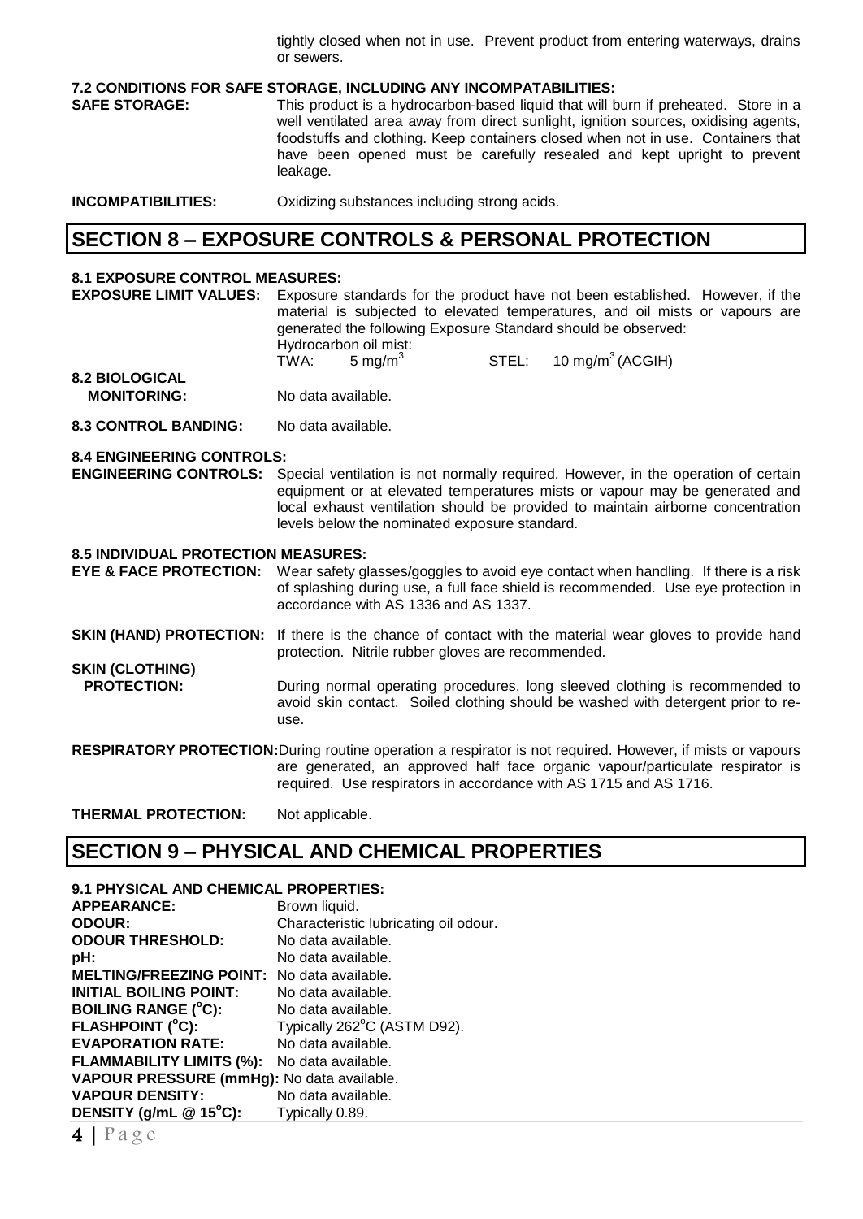tightly closed when not in use. Prevent product from entering waterways, drains or sewers.

### 7.2 CONDITIONS FOR SAFE STORAGE, INCLUDING ANY INCOMPATABILITIES:

**SAFE STORAGE:** This product is a hydrocarbon-based liquid that will burn if preheated. Store in a well ventilated area away from direct sunlight, ignition sources, oxidising agents, foodstuffs and clothing. Keep containers closed when not in use. Containers that have been opened must be carefully resealed and kept upright to prevent leakage.

**INCOMPATIBILITIES:** Oxidizing substances including strong acids.

## SECTION 8 – EXPOSURE CONTROLS & PERSONAL PROTECTION

### 8.1 EXPOSURE CONTROL MEASURES:

**EXPOSURE LIMIT VALUES:** Exposure standards for the product have not been established. However, if the material is subjected to elevated temperatures, and oil mists or vapours are generated the following Exposure Standard should be observed:
Hydrocarbon oil mist:
TWA: 5 mg/m$^3$ STEL: 10 mg/m$^3$ (ACGIH)

**8.2 BIOLOGICAL MONITORING:** No data available.

**8.3 CONTROL BANDING:** No data available.

### 8.4 ENGINEERING CONTROLS:

**ENGINEERING CONTROLS:** Special ventilation is not normally required. However, in the operation of certain equipment or at elevated temperatures mists or vapour may be generated and local exhaust ventilation should be provided to maintain airborne concentration levels below the nominated exposure standard.

### 8.5 INDIVIDUAL PROTECTION MEASURES:

**EYE & FACE PROTECTION:** Wear safety glasses/goggles to avoid eye contact when handling. If there is a risk of splashing during use, a full face shield is recommended. Use eye protection in accordance with AS 1336 and AS 1337.

**SKIN (HAND) PROTECTION:** If there is the chance of contact with the material wear gloves to provide hand protection. Nitrile rubber gloves are recommended.

**SKIN (CLOTHING) PROTECTION:** During normal operating procedures, long sleeved clothing is recommended to avoid skin contact. Soiled clothing should be washed with detergent prior to re-use.

**RESPIRATORY PROTECTION:** During routine operation a respirator is not required. However, if mists or vapours are generated, an approved half face organic vapour/particulate respirator is required. Use respirators in accordance with AS 1715 and AS 1716.

**THERMAL PROTECTION:** Not applicable.

## SECTION 9 – PHYSICAL AND CHEMICAL PROPERTIES

### 9.1 PHYSICAL AND CHEMICAL PROPERTIES:

**APPEARANCE:** Brown liquid.
**ODOUR:** Characteristic lubricating oil odour.
**ODOUR THRESHOLD:** No data available.
**pH:** No data available.
**MELTING/FREEZING POINT:** No data available.
**INITIAL BOILING POINT:** No data available.
**BOILING RANGE (°C):** No data available.
**FLASHPOINT (°C):** Typically 262°C (ASTM D92).
**EVAPORATION RATE:** No data available.
**FLAMMABILITY LIMITS (%):** No data available.
**VAPOUR PRESSURE (mmHg):** No data available.
**VAPOUR DENSITY:** No data available.
**DENSITY (g/mL @ 15°C):** Typically 0.89.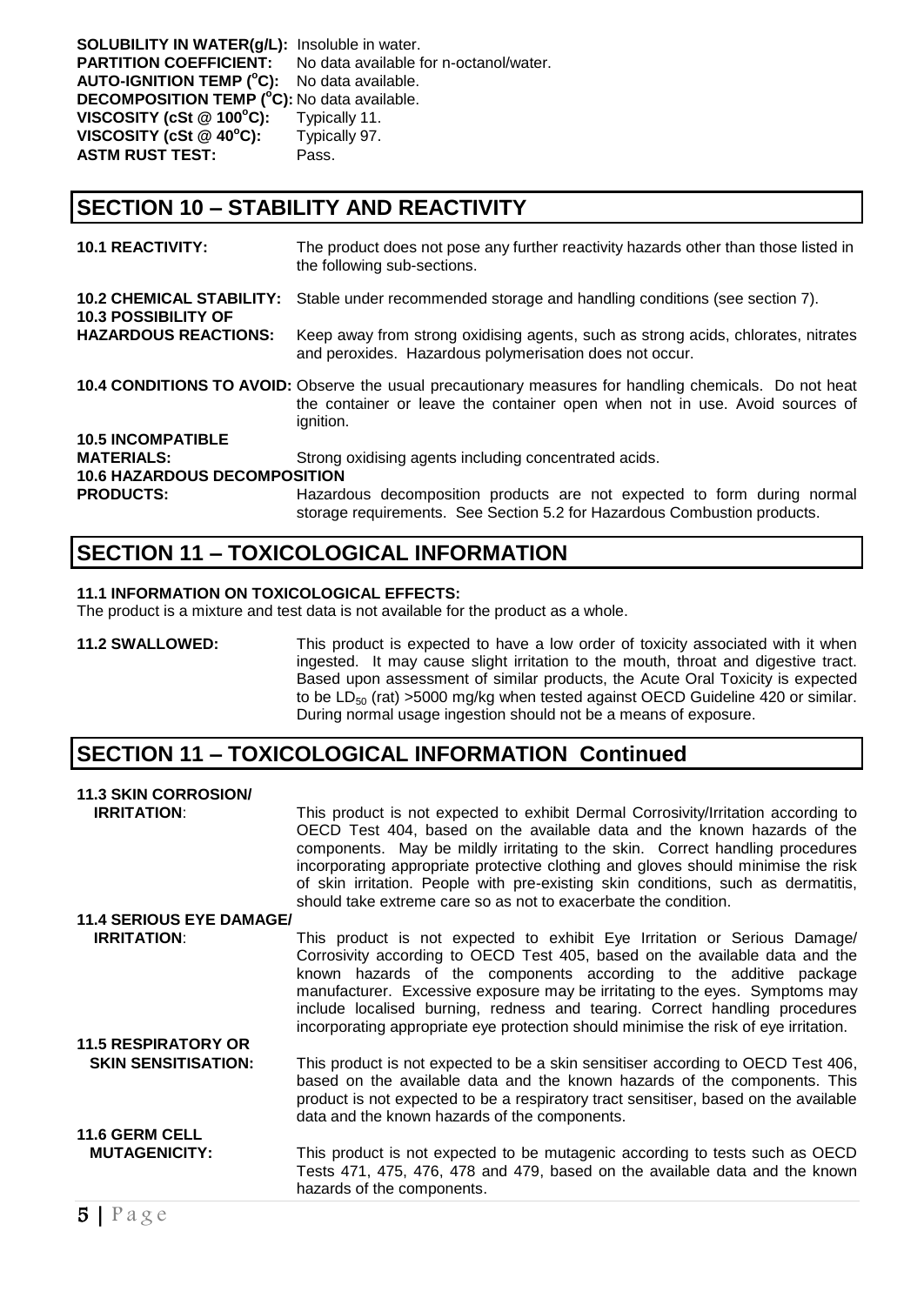**SOLUBILITY IN WATER(g/L):** Insoluble in water.
**PARTITION COEFFICIENT:** No data available for n-octanol/water.
**AUTO-IGNITION TEMP (°C):** No data available.
**DECOMPOSITION TEMP (°C):** No data available.
**VISCOSITY (cSt @ 100°C):** Typically 11.
**VISCOSITY (cSt @ 40°C):** Typically 97.
**ASTM RUST TEST:** Pass.

## SECTION 10 – STABILITY AND REACTIVITY

**10.1 REACTIVITY:** The product does not pose any further reactivity hazards other than those listed in the following sub-sections.

**10.2 CHEMICAL STABILITY:** Stable under recommended storage and handling conditions (see section 7).

**10.3 POSSIBILITY OF HAZARDOUS REACTIONS:** Keep away from strong oxidising agents, such as strong acids, chlorates, nitrates and peroxides. Hazardous polymerisation does not occur.

**10.4 CONDITIONS TO AVOID:** Observe the usual precautionary measures for handling chemicals. Do not heat the container or leave the container open when not in use. Avoid sources of ignition.

**10.5 INCOMPATIBLE MATERIALS:** Strong oxidising agents including concentrated acids.

**10.6 HAZARDOUS DECOMPOSITION PRODUCTS:** Hazardous decomposition products are not expected to form during normal storage requirements. See Section 5.2 for Hazardous Combustion products.

## SECTION 11 – TOXICOLOGICAL INFORMATION

**11.1 INFORMATION ON TOXICOLOGICAL EFFECTS:**
The product is a mixture and test data is not available for the product as a whole.

**11.2 SWALLOWED:** This product is expected to have a low order of toxicity associated with it when ingested. It may cause slight irritation to the mouth, throat and digestive tract. Based upon assessment of similar products, the Acute Oral Toxicity is expected to be $LD_{50}$ (rat) >5000 mg/kg when tested against OECD Guideline 420 or similar. During normal usage ingestion should not be a means of exposure.

## SECTION 11 – TOXICOLOGICAL INFORMATION Continued

**11.3 SKIN CORROSION/ IRRITATION**: This product is not expected to exhibit Dermal Corrosivity/Irritation according to OECD Test 404, based on the available data and the known hazards of the components. May be mildly irritating to the skin. Correct handling procedures incorporating appropriate protective clothing and gloves should minimise the risk of skin irritation. People with pre-existing skin conditions, such as dermatitis, should take extreme care so as not to exacerbate the condition.

**11.4 SERIOUS EYE DAMAGE/ IRRITATION**: This product is not expected to exhibit Eye Irritation or Serious Damage/ Corrosivity according to OECD Test 405, based on the available data and the known hazards of the components according to the additive package manufacturer. Excessive exposure may be irritating to the eyes. Symptoms may include localised burning, redness and tearing. Correct handling procedures incorporating appropriate eye protection should minimise the risk of eye irritation.

**11.5 RESPIRATORY OR SKIN SENSITISATION:** This product is not expected to be a skin sensitiser according to OECD Test 406, based on the available data and the known hazards of the components. This product is not expected to be a respiratory tract sensitiser, based on the available data and the known hazards of the components.

**11.6 GERM CELL MUTAGENICITY:** This product is not expected to be mutagenic according to tests such as OECD Tests 471, 475, 476, 478 and 479, based on the available data and the known hazards of the components.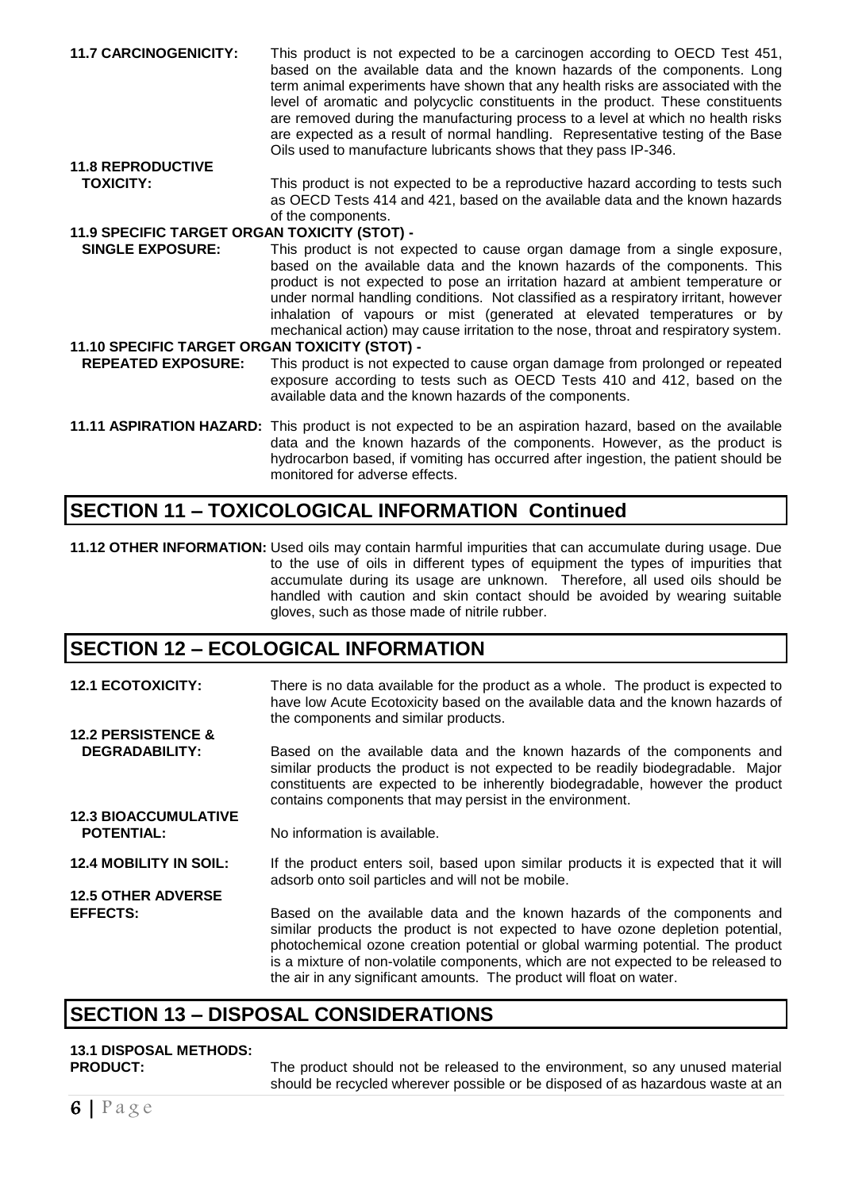**11.7 CARCINOGENICITY:** This product is not expected to be a carcinogen according to OECD Test 451, based on the available data and the known hazards of the components. Long term animal experiments have shown that any health risks are associated with the level of aromatic and polycyclic constituents in the product. These constituents are removed during the manufacturing process to a level at which no health risks are expected as a result of normal handling. Representative testing of the Base Oils used to manufacture lubricants shows that they pass IP-346.

**11.8 REPRODUCTIVE TOXICITY:** This product is not expected to be a reproductive hazard according to tests such as OECD Tests 414 and 421, based on the available data and the known hazards of the components.

**11.9 SPECIFIC TARGET ORGAN TOXICITY (STOT) - SINGLE EXPOSURE:** This product is not expected to cause organ damage from a single exposure, based on the available data and the known hazards of the components. This product is not expected to pose an irritation hazard at ambient temperature or under normal handling conditions. Not classified as a respiratory irritant, however inhalation of vapours or mist (generated at elevated temperatures or by mechanical action) may cause irritation to the nose, throat and respiratory system.

**11.10 SPECIFIC TARGET ORGAN TOXICITY (STOT) - REPEATED EXPOSURE:** This product is not expected to cause organ damage from prolonged or repeated exposure according to tests such as OECD Tests 410 and 412, based on the available data and the known hazards of the components.

**11.11 ASPIRATION HAZARD:** This product is not expected to be an aspiration hazard, based on the available data and the known hazards of the components. However, as the product is hydrocarbon based, if vomiting has occurred after ingestion, the patient should be monitored for adverse effects.

## SECTION 11 – TOXICOLOGICAL INFORMATION Continued

**11.12 OTHER INFORMATION:** Used oils may contain harmful impurities that can accumulate during usage. Due to the use of oils in different types of equipment the types of impurities that accumulate during its usage are unknown. Therefore, all used oils should be handled with caution and skin contact should be avoided by wearing suitable gloves, such as those made of nitrile rubber.

## SECTION 12 – ECOLOGICAL INFORMATION

**12.1 ECOTOXICITY:** There is no data available for the product as a whole. The product is expected to have low Acute Ecotoxicity based on the available data and the known hazards of the components and similar products.

**12.2 PERSISTENCE & DEGRADABILITY:** Based on the available data and the known hazards of the components and similar products the product is not expected to be readily biodegradable. Major constituents are expected to be inherently biodegradable, however the product contains components that may persist in the environment.

**12.3 BIOACCUMULATIVE POTENTIAL:** No information is available.

**12.4 MOBILITY IN SOIL:** If the product enters soil, based upon similar products it is expected that it will adsorb onto soil particles and will not be mobile.

**12.5 OTHER ADVERSE EFFECTS:** Based on the available data and the known hazards of the components and similar products the product is not expected to have ozone depletion potential, photochemical ozone creation potential or global warming potential. The product is a mixture of non-volatile components, which are not expected to be released to the air in any significant amounts. The product will float on water.

## SECTION 13 – DISPOSAL CONSIDERATIONS

**13.1 DISPOSAL METHODS:**

**PRODUCT:** The product should not be released to the environment, so any unused material should be recycled wherever possible or be disposed of as hazardous waste at an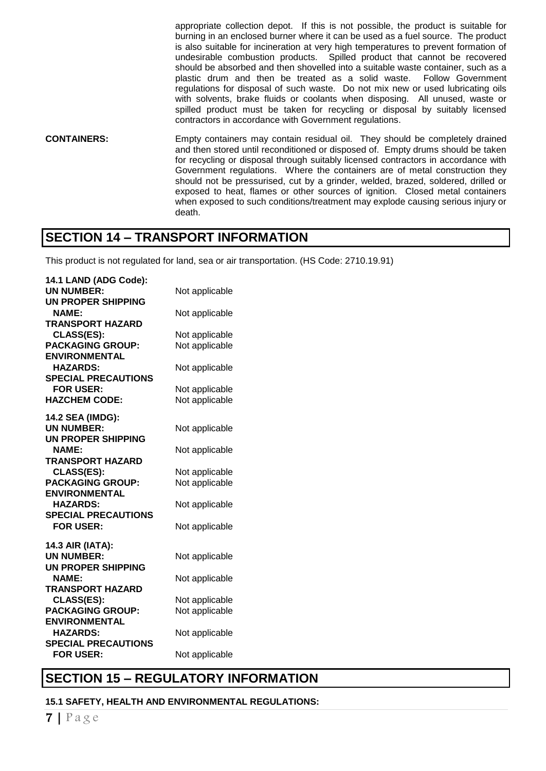appropriate collection depot. If this is not possible, the product is suitable for burning in an enclosed burner where it can be used as a fuel source. The product is also suitable for incineration at very high temperatures to prevent formation of undesirable combustion products. Spilled product that cannot be recovered should be absorbed and then shovelled into a suitable waste container, such as a plastic drum and then be treated as a solid waste. Follow Government regulations for disposal of such waste. Do not mix new or used lubricating oils with solvents, brake fluids or coolants when disposing. All unused, waste or spilled product must be taken for recycling or disposal by suitably licensed contractors in accordance with Government regulations.

**CONTAINERS:** Empty containers may contain residual oil. They should be completely drained and then stored until reconditioned or disposed of. Empty drums should be taken for recycling or disposal through suitably licensed contractors in accordance with Government regulations. Where the containers are of metal construction they should not be pressurised, cut by a grinder, welded, brazed, soldered, drilled or exposed to heat, flames or other sources of ignition. Closed metal containers when exposed to such conditions/treatment may explode causing serious injury or death.

## SECTION 14 – TRANSPORT INFORMATION

This product is not regulated for land, sea or air transportation. (HS Code: 2710.19.91)

**14.1 LAND (ADG Code):**

| | |
|---|---|
| **UN NUMBER:** | Not applicable |
| **UN PROPER SHIPPING NAME:** | Not applicable |
| **TRANSPORT HAZARD CLASS(ES):** | Not applicable |
| **PACKAGING GROUP:** | Not applicable |
| **ENVIRONMENTAL HAZARDS:** | Not applicable |
| **SPECIAL PRECAUTIONS FOR USER:** | Not applicable |
| **HAZCHEM CODE:** | Not applicable |

**14.2 SEA (IMDG):**

| | |
|---|---|
| **UN NUMBER:** | Not applicable |
| **UN PROPER SHIPPING NAME:** | Not applicable |
| **TRANSPORT HAZARD CLASS(ES):** | Not applicable |
| **PACKAGING GROUP:** | Not applicable |
| **ENVIRONMENTAL HAZARDS:** | Not applicable |
| **SPECIAL PRECAUTIONS FOR USER:** | Not applicable |

**14.3 AIR (IATA):**

| | |
|---|---|
| **UN NUMBER:** | Not applicable |
| **UN PROPER SHIPPING NAME:** | Not applicable |
| **TRANSPORT HAZARD CLASS(ES):** | Not applicable |
| **PACKAGING GROUP:** | Not applicable |
| **ENVIRONMENTAL HAZARDS:** | Not applicable |
| **SPECIAL PRECAUTIONS FOR USER:** | Not applicable |

## SECTION 15 – REGULATORY INFORMATION

**15.1 SAFETY, HEALTH AND ENVIRONMENTAL REGULATIONS:**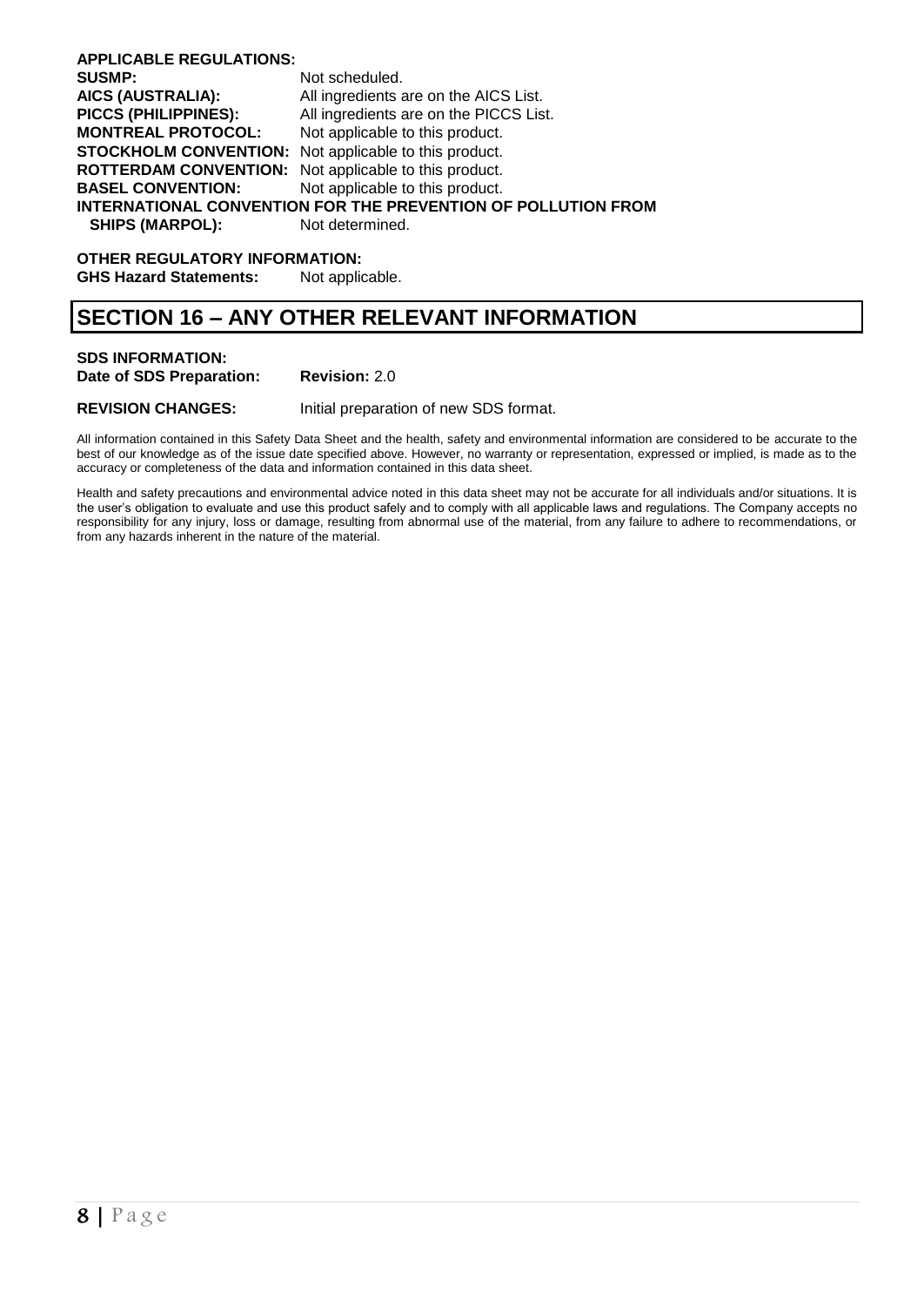**APPLICABLE REGULATIONS:**

**SUSMP:** Not scheduled.
**AICS (AUSTRALIA):** All ingredients are on the AICS List.
**PICCS (PHILIPPINES):** All ingredients are on the PICCS List.
**MONTREAL PROTOCOL:** Not applicable to this product.
**STOCKHOLM CONVENTION:** Not applicable to this product.
**ROTTERDAM CONVENTION:** Not applicable to this product.
**BASEL CONVENTION:** Not applicable to this product.
**INTERNATIONAL CONVENTION FOR THE PREVENTION OF POLLUTION FROM SHIPS (MARPOL):** Not determined.

**OTHER REGULATORY INFORMATION:**
**GHS Hazard Statements:** Not applicable.

## SECTION 16 – ANY OTHER RELEVANT INFORMATION

**SDS INFORMATION:**
**Date of SDS Preparation:** **Revision:** 2.0

**REVISION CHANGES:** Initial preparation of new SDS format.

All information contained in this Safety Data Sheet and the health, safety and environmental information are considered to be accurate to the best of our knowledge as of the issue date specified above. However, no warranty or representation, expressed or implied, is made as to the accuracy or completeness of the data and information contained in this data sheet.

Health and safety precautions and environmental advice noted in this data sheet may not be accurate for all individuals and/or situations. It is the user's obligation to evaluate and use this product safely and to comply with all applicable laws and regulations. The Company accepts no responsibility for any injury, loss or damage, resulting from abnormal use of the material, from any failure to adhere to recommendations, or from any hazards inherent in the nature of the material.